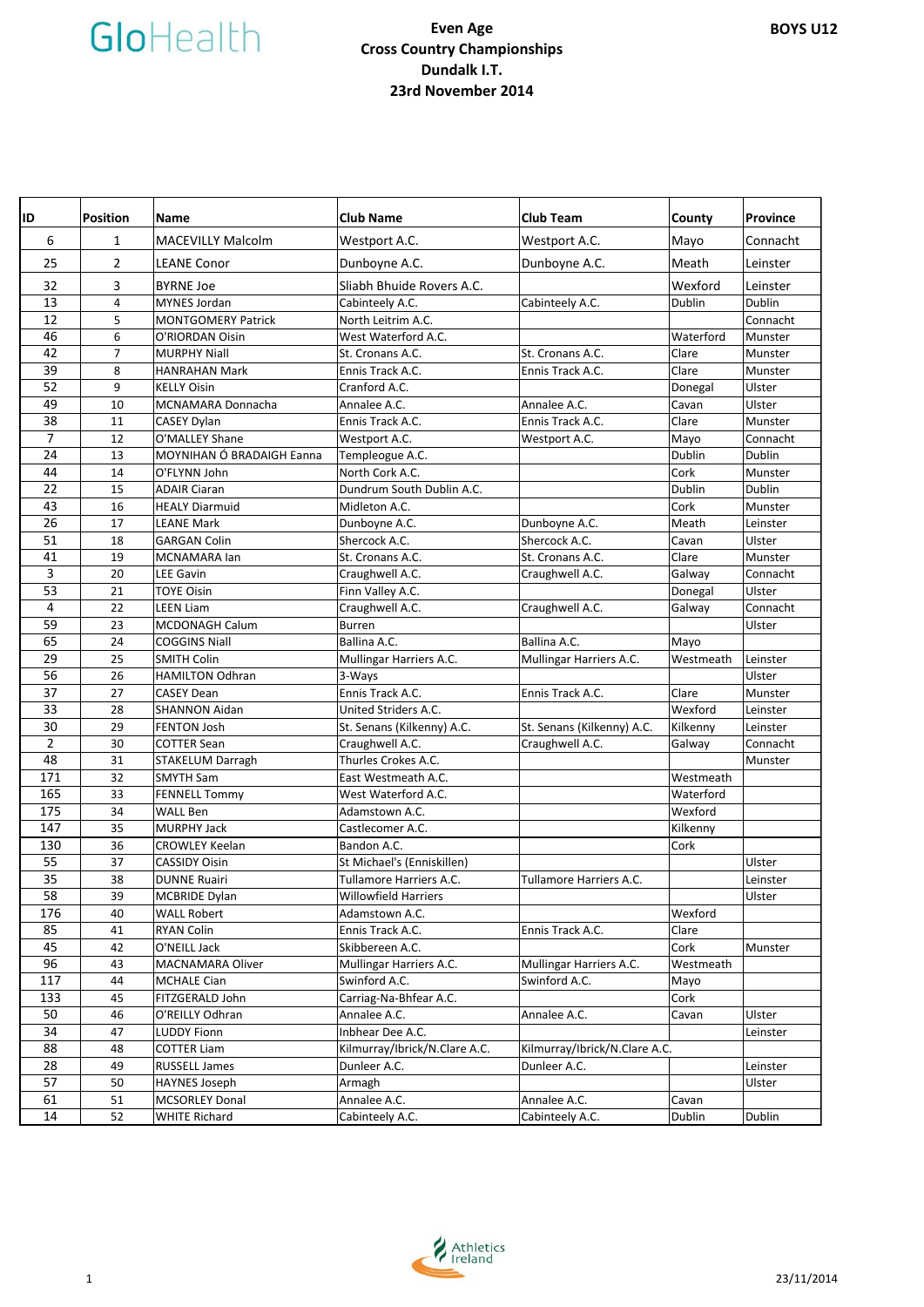GloHealth

# Even Age Cross Country Championships

## Dundalk I.T.

## 23rd November 2014

**BOYS U12**

| ID | Position | Name | Club Name | Club Team | County | Province |
|---|---|---|---|---|---|---|
| 6 | 1 | MACEVILLY Malcolm | Westport A.C. | Westport A.C. | Mayo | Connacht |
| 25 | 2 | LEANE Conor | Dunboyne A.C. | Dunboyne A.C. | Meath | Leinster |
| 32 | 3 | BYRNE Joe | Sliabh Bhuide Rovers A.C. | | Wexford | Leinster |
| 13 | 4 | MYNES Jordan | Cabinteely A.C. | Cabinteely A.C. | Dublin | Dublin |
| 12 | 5 | MONTGOMERY Patrick | North Leitrim A.C. | | | Connacht |
| 46 | 6 | O'RIORDAN Oisin | West Waterford A.C. | | Waterford | Munster |
| 42 | 7 | MURPHY Niall | St. Cronans A.C. | St. Cronans A.C. | Clare | Munster |
| 39 | 8 | HANRAHAN Mark | Ennis Track A.C. | Ennis Track A.C. | Clare | Munster |
| 52 | 9 | KELLY Oisin | Cranford A.C. | | Donegal | Ulster |
| 49 | 10 | MCNAMARA Donnacha | Annalee A.C. | Annalee A.C. | Cavan | Ulster |
| 38 | 11 | CASEY Dylan | Ennis Track A.C. | Ennis Track A.C. | Clare | Munster |
| 7 | 12 | O'MALLEY Shane | Westport A.C. | Westport A.C. | Mayo | Connacht |
| 24 | 13 | MOYNIHAN Ó BRADAIGH Eanna | Templeogue A.C. | | Dublin | Dublin |
| 44 | 14 | O'FLYNN John | North Cork A.C. | | Cork | Munster |
| 22 | 15 | ADAIR Ciaran | Dundrum South Dublin A.C. | | Dublin | Dublin |
| 43 | 16 | HEALY Diarmuid | Midleton A.C. | | Cork | Munster |
| 26 | 17 | LEANE Mark | Dunboyne A.C. | Dunboyne A.C. | Meath | Leinster |
| 51 | 18 | GARGAN Colin | Shercock A.C. | Shercock A.C. | Cavan | Ulster |
| 41 | 19 | MCNAMARA Ian | St. Cronans A.C. | St. Cronans A.C. | Clare | Munster |
| 3 | 20 | LEE Gavin | Craughwell A.C. | Craughwell A.C. | Galway | Connacht |
| 53 | 21 | TOYE Oisin | Finn Valley A.C. | | Donegal | Ulster |
| 4 | 22 | LEEN Liam | Craughwell A.C. | Craughwell A.C. | Galway | Connacht |
| 59 | 23 | MCDONAGH Calum | Burren | | | Ulster |
| 65 | 24 | COGGINS Niall | Ballina A.C. | Ballina A.C. | Mayo | |
| 29 | 25 | SMITH Colin | Mullingar Harriers A.C. | Mullingar Harriers A.C. | Westmeath | Leinster |
| 56 | 26 | HAMILTON Odhran | 3-Ways | | | Ulster |
| 37 | 27 | CASEY Dean | Ennis Track A.C. | Ennis Track A.C. | Clare | Munster |
| 33 | 28 | SHANNON Aidan | United Striders A.C. | | Wexford | Leinster |
| 30 | 29 | FENTON Josh | St. Senans (Kilkenny) A.C. | St. Senans (Kilkenny) A.C. | Kilkenny | Leinster |
| 2 | 30 | COTTER Sean | Craughwell A.C. | Craughwell A.C. | Galway | Connacht |
| 48 | 31 | STAKELUM Darragh | Thurles Crokes A.C. | | | Munster |
| 171 | 32 | SMYTH Sam | East Westmeath A.C. | | Westmeath | |
| 165 | 33 | FENNELL Tommy | West Waterford A.C. | | Waterford | |
| 175 | 34 | WALL Ben | Adamstown A.C. | | Wexford | |
| 147 | 35 | MURPHY Jack | Castlecomer A.C. | | Kilkenny | |
| 130 | 36 | CROWLEY Keelan | Bandon A.C. | | Cork | |
| 55 | 37 | CASSIDY Oisin | St Michael's (Enniskillen) | | | Ulster |
| 35 | 38 | DUNNE Ruairi | Tullamore Harriers A.C. | Tullamore Harriers A.C. | | Leinster |
| 58 | 39 | MCBRIDE Dylan | Willowfield Harriers | | | Ulster |
| 176 | 40 | WALL Robert | Adamstown A.C. | | Wexford | |
| 85 | 41 | RYAN Colin | Ennis Track A.C. | Ennis Track A.C. | Clare | |
| 45 | 42 | O'NEILL Jack | Skibbereen A.C. | | Cork | Munster |
| 96 | 43 | MACNAMARA Oliver | Mullingar Harriers A.C. | Mullingar Harriers A.C. | Westmeath | |
| 117 | 44 | MCHALE Cian | Swinford A.C. | Swinford A.C. | Mayo | |
| 133 | 45 | FITZGERALD John | Carriag-Na-Bhfear A.C. | | Cork | |
| 50 | 46 | O'REILLY Odhran | Annalee A.C. | Annalee A.C. | Cavan | Ulster |
| 34 | 47 | LUDDY Fionn | Inbhear Dee A.C. | | | Leinster |
| 88 | 48 | COTTER Liam | Kilmurray/Ibrick/N.Clare A.C. | Kilmurray/Ibrick/N.Clare A.C. | | |
| 28 | 49 | RUSSELL James | Dunleer A.C. | Dunleer A.C. | | Leinster |
| 57 | 50 | HAYNES Joseph | Armagh | | | Ulster |
| 61 | 51 | MCSORLEY Donal | Annalee A.C. | Annalee A.C. | Cavan | |
| 14 | 52 | WHITE Richard | Cabinteely A.C. | Cabinteely A.C. | Dublin | Dublin |

Athletics Ireland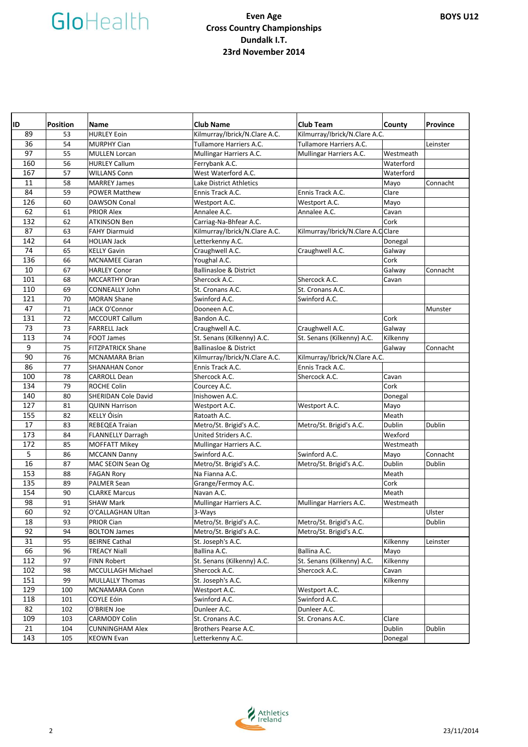**Even Age**
**Cross Country Championships**
**Dundalk I.T.**
**23rd November 2014**

**BOYS U12**

| ID | Position | Name | Club Name | Club Team | County | Province |
|---|---|---|---|---|---|---|
| 89 | 53 | HURLEY Eoin | Kilmurray/Ibrick/N.Clare A.C. | Kilmurray/Ibrick/N.Clare A.C. | | |
| 36 | 54 | MURPHY Cian | Tullamore Harriers A.C. | Tullamore Harriers A.C. | | Leinster |
| 97 | 55 | MULLEN Lorcan | Mullingar Harriers A.C. | Mullingar Harriers A.C. | Westmeath | |
| 160 | 56 | HURLEY Callum | Ferrybank A.C. | | Waterford | |
| 167 | 57 | WILLANS Conn | West Waterford A.C. | | Waterford | |
| 11 | 58 | MARREY James | Lake District Athletics | | Mayo | Connacht |
| 84 | 59 | POWER Matthew | Ennis Track A.C. | Ennis Track A.C. | Clare | |
| 126 | 60 | DAWSON Conal | Westport A.C. | Westport A.C. | Mayo | |
| 62 | 61 | PRIOR Alex | Annalee A.C. | Annalee A.C. | Cavan | |
| 132 | 62 | ATKINSON Ben | Carriag-Na-Bhfear A.C. | | Cork | |
| 87 | 63 | FAHY Diarmuid | Kilmurray/Ibrick/N.Clare A.C. | Kilmurray/Ibrick/N.Clare A.C | Clare | |
| 142 | 64 | HOLIAN Jack | Letterkenny A.C. | | Donegal | |
| 74 | 65 | KELLY Gavin | Craughwell A.C. | Craughwell A.C. | Galway | |
| 136 | 66 | MCNAMEE Ciaran | Youghal A.C. | | Cork | |
| 10 | 67 | HARLEY Conor | Ballinasloe & District | | Galway | Connacht |
| 101 | 68 | MCCARTHY Oran | Shercock A.C. | Shercock A.C. | Cavan | |
| 110 | 69 | CONNEALLY John | St. Cronans A.C. | St. Cronans A.C. | | |
| 121 | 70 | MORAN Shane | Swinford A.C. | Swinford A.C. | | |
| 47 | 71 | JACK O'Connor | Dooneen A.C. | | | Munster |
| 131 | 72 | MCCOURT Callum | Bandon A.C. | | Cork | |
| 73 | 73 | FARRELL Jack | Craughwell A.C. | Craughwell A.C. | Galway | |
| 113 | 74 | FOOT James | St. Senans (Kilkenny) A.C. | St. Senans (Kilkenny) A.C. | Kilkenny | |
| 9 | 75 | FITZPATRICK Shane | Ballinasloe & District | | Galway | Connacht |
| 90 | 76 | MCNAMARA Brian | Kilmurray/Ibrick/N.Clare A.C. | Kilmurray/Ibrick/N.Clare A.C. | | |
| 86 | 77 | SHANAHAN Conor | Ennis Track A.C. | Ennis Track A.C. | | |
| 100 | 78 | CARROLL Dean | Shercock A.C. | Shercock A.C. | Cavan | |
| 134 | 79 | ROCHE Colin | Courcey A.C. | | Cork | |
| 140 | 80 | SHERIDAN Cole David | Inishowen A.C. | | Donegal | |
| 127 | 81 | QUINN Harrison | Westport A.C. | Westport A.C. | Mayo | |
| 155 | 82 | KELLY Óisín | Ratoath A.C. | | Meath | |
| 17 | 83 | REBEQEA Traian | Metro/St. Brigid's A.C. | Metro/St. Brigid's A.C. | Dublin | Dublin |
| 173 | 84 | FLANNELLY Darragh | United Striders A.C. | | Wexford | |
| 172 | 85 | MOFFATT Mikey | Mullingar Harriers A.C. | | Westmeath | |
| 5 | 86 | MCCANN Danny | Swinford A.C. | Swinford A.C. | Mayo | Connacht |
| 16 | 87 | MAC SEOIN Sean Og | Metro/St. Brigid's A.C. | Metro/St. Brigid's A.C. | Dublin | Dublin |
| 153 | 88 | FAGAN Rory | Na Fianna A.C. | | Meath | |
| 135 | 89 | PALMER Sean | Grange/Fermoy A.C. | | Cork | |
| 154 | 90 | CLARKE Marcus | Navan A.C. | | Meath | |
| 98 | 91 | SHAW Mark | Mullingar Harriers A.C. | Mullingar Harriers A.C. | Westmeath | |
| 60 | 92 | O'CALLAGHAN Ultan | 3-Ways | | | Ulster |
| 18 | 93 | PRIOR Cian | Metro/St. Brigid's A.C. | Metro/St. Brigid's A.C. | | Dublin |
| 92 | 94 | BOLTON James | Metro/St. Brigid's A.C. | Metro/St. Brigid's A.C. | | |
| 31 | 95 | BEIRNE Cathal | St. Joseph's A.C. | | Kilkenny | Leinster |
| 66 | 96 | TREACY Niall | Ballina A.C. | Ballina A.C. | Mayo | |
| 112 | 97 | FINN Robert | St. Senans (Kilkenny) A.C. | St. Senans (Kilkenny) A.C. | Kilkenny | |
| 102 | 98 | MCCULLAGH Michael | Shercock A.C. | Shercock A.C. | Cavan | |
| 151 | 99 | MULLALLY Thomas | St. Joseph's A.C. | | Kilkenny | |
| 129 | 100 | MCNAMARA Conn | Westport A.C. | Westport A.C. | | |
| 118 | 101 | COYLE Eóin | Swinford A.C. | Swinford A.C. | | |
| 82 | 102 | O'BRIEN Joe | Dunleer A.C. | Dunleer A.C. | | |
| 109 | 103 | CARMODY Colin | St. Cronans A.C. | St. Cronans A.C. | Clare | |
| 21 | 104 | CUNNINGHAM Alex | Brothers Pearse A.C. | | Dublin | Dublin |
| 143 | 105 | KEOWN Evan | Letterkenny A.C. | | Donegal | |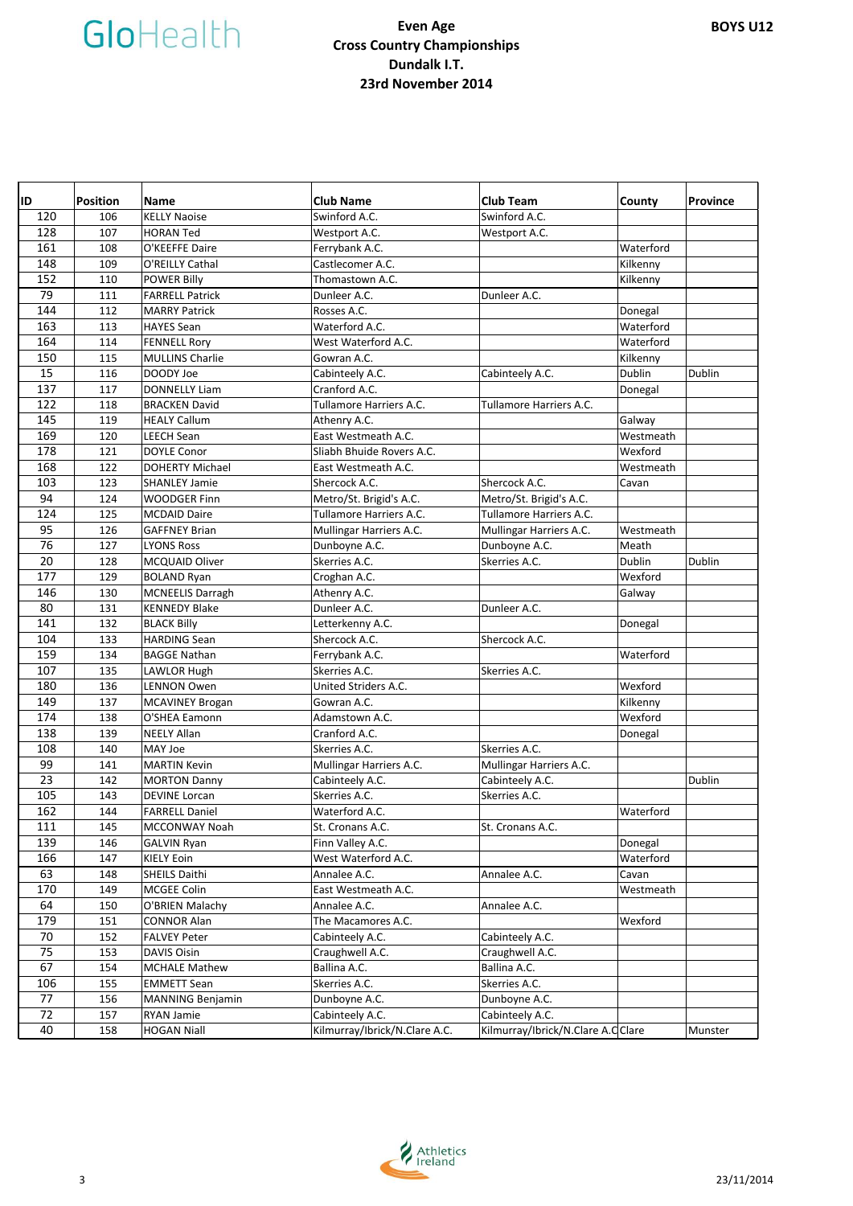# Even Age Cross Country Championships

## Dundalk I.T.

## 23rd November 2014

**BOYS U12**

| ID | Position | Name | Club Name | Club Team | County | Province |
|---|---|---|---|---|---|---|
| 120 | 106 | KELLY Naoise | Swinford A.C. | Swinford A.C. | | |
| 128 | 107 | HORAN Ted | Westport A.C. | Westport A.C. | | |
| 161 | 108 | O'KEEFFE Daire | Ferrybank A.C. | | Waterford | |
| 148 | 109 | O'REILLY Cathal | Castlecomer A.C. | | Kilkenny | |
| 152 | 110 | POWER Billy | Thomastown A.C. | | Kilkenny | |
| 79 | 111 | FARRELL Patrick | Dunleer A.C. | Dunleer A.C. | | |
| 144 | 112 | MARRY Patrick | Rosses A.C. | | Donegal | |
| 163 | 113 | HAYES Sean | Waterford A.C. | | Waterford | |
| 164 | 114 | FENNELL Rory | West Waterford A.C. | | Waterford | |
| 150 | 115 | MULLINS Charlie | Gowran A.C. | | Kilkenny | |
| 15 | 116 | DOODY Joe | Cabinteely A.C. | Cabinteely A.C. | Dublin | Dublin |
| 137 | 117 | DONNELLY Liam | Cranford A.C. | | Donegal | |
| 122 | 118 | BRACKEN David | Tullamore Harriers A.C. | Tullamore Harriers A.C. | | |
| 145 | 119 | HEALY Callum | Athenry A.C. | | Galway | |
| 169 | 120 | LEECH Sean | East Westmeath A.C. | | Westmeath | |
| 178 | 121 | DOYLE Conor | Sliabh Bhuide Rovers A.C. | | Wexford | |
| 168 | 122 | DOHERTY Michael | East Westmeath A.C. | | Westmeath | |
| 103 | 123 | SHANLEY Jamie | Shercock A.C. | Shercock A.C. | Cavan | |
| 94 | 124 | WOODGER Finn | Metro/St. Brigid's A.C. | Metro/St. Brigid's A.C. | | |
| 124 | 125 | MCDAID Daire | Tullamore Harriers A.C. | Tullamore Harriers A.C. | | |
| 95 | 126 | GAFFNEY Brian | Mullingar Harriers A.C. | Mullingar Harriers A.C. | Westmeath | |
| 76 | 127 | LYONS Ross | Dunboyne A.C. | Dunboyne A.C. | Meath | |
| 20 | 128 | MCQUAID Oliver | Skerries A.C. | Skerries A.C. | Dublin | Dublin |
| 177 | 129 | BOLAND Ryan | Croghan A.C. | | Wexford | |
| 146 | 130 | MCNEELIS Darragh | Athenry A.C. | | Galway | |
| 80 | 131 | KENNEDY Blake | Dunleer A.C. | Dunleer A.C. | | |
| 141 | 132 | BLACK Billy | Letterkenny A.C. | | Donegal | |
| 104 | 133 | HARDING Sean | Shercock A.C. | Shercock A.C. | | |
| 159 | 134 | BAGGE Nathan | Ferrybank A.C. | | Waterford | |
| 107 | 135 | LAWLOR Hugh | Skerries A.C. | Skerries A.C. | | |
| 180 | 136 | LENNON Owen | United Striders A.C. | | Wexford | |
| 149 | 137 | MCAVINEY Brogan | Gowran A.C. | | Kilkenny | |
| 174 | 138 | O'SHEA Eamonn | Adamstown A.C. | | Wexford | |
| 138 | 139 | NEELY Allan | Cranford A.C. | | Donegal | |
| 108 | 140 | MAY Joe | Skerries A.C. | Skerries A.C. | | |
| 99 | 141 | MARTIN Kevin | Mullingar Harriers A.C. | Mullingar Harriers A.C. | | |
| 23 | 142 | MORTON Danny | Cabinteely A.C. | Cabinteely A.C. | | Dublin |
| 105 | 143 | DEVINE Lorcan | Skerries A.C. | Skerries A.C. | | |
| 162 | 144 | FARRELL Daniel | Waterford A.C. | | Waterford | |
| 111 | 145 | MCCONWAY Noah | St. Cronans A.C. | St. Cronans A.C. | | |
| 139 | 146 | GALVIN Ryan | Finn Valley A.C. | | Donegal | |
| 166 | 147 | KIELY Eoin | West Waterford A.C. | | Waterford | |
| 63 | 148 | SHEILS Daithi | Annalee A.C. | Annalee A.C. | Cavan | |
| 170 | 149 | MCGEE Colin | East Westmeath A.C. | | Westmeath | |
| 64 | 150 | O'BRIEN Malachy | Annalee A.C. | Annalee A.C. | | |
| 179 | 151 | CONNOR Alan | The Macamores A.C. | | Wexford | |
| 70 | 152 | FALVEY Peter | Cabinteely A.C. | Cabinteely A.C. | | |
| 75 | 153 | DAVIS Oisin | Craughwell A.C. | Craughwell A.C. | | |
| 67 | 154 | MCHALE Mathew | Ballina A.C. | Ballina A.C. | | |
| 106 | 155 | EMMETT Sean | Skerries A.C. | Skerries A.C. | | |
| 77 | 156 | MANNING Benjamin | Dunboyne A.C. | Dunboyne A.C. | | |
| 72 | 157 | RYAN Jamie | Cabinteely A.C. | Cabinteely A.C. | | |
| 40 | 158 | HOGAN Niall | Kilmurray/Ibrick/N.Clare A.C. | Kilmurray/Ibrick/N.Clare A.C | Clare | Munster |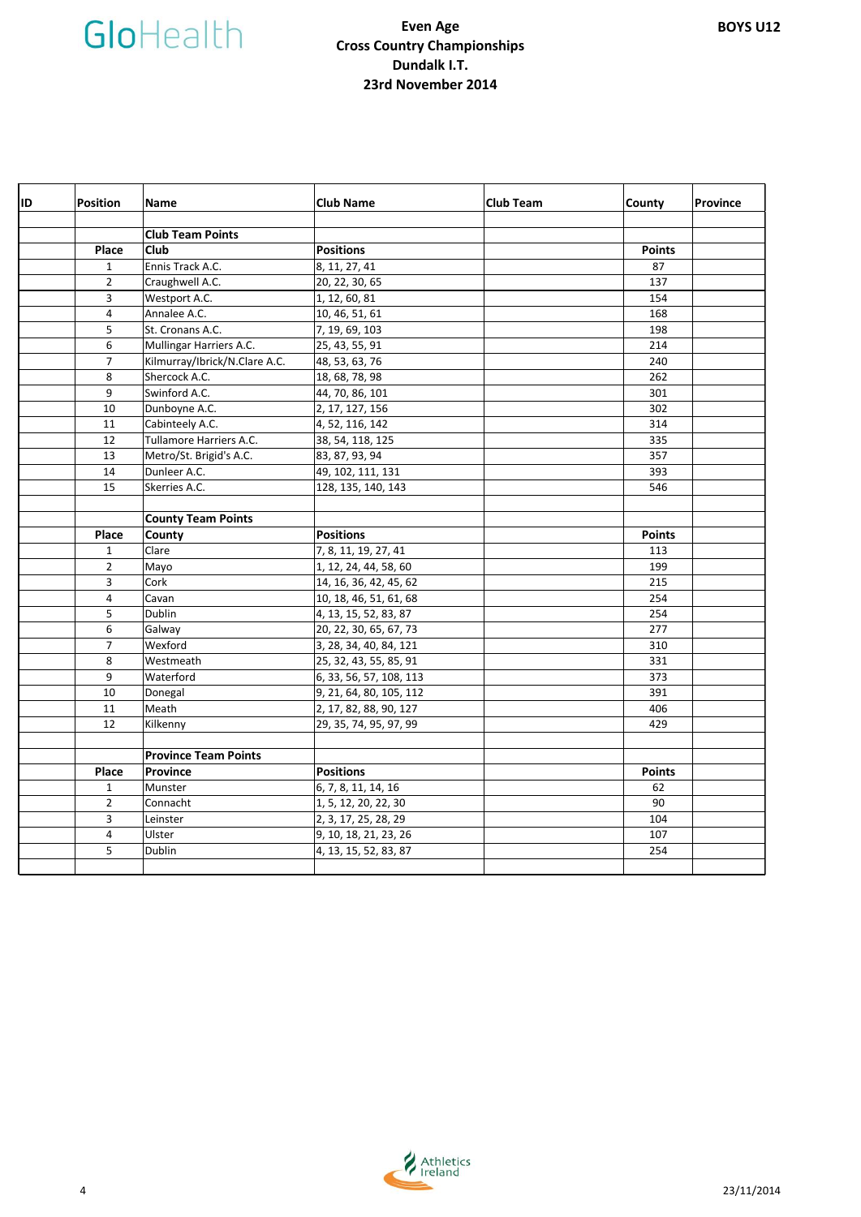GloHealth

**Even Age**
**Cross Country Championships**
**Dundalk I.T.**
**23rd November 2014**

**BOYS U12**

| ID | Position | Name | Club Name | Club Team | County | Province |
|---|---|---|---|---|---|---|
| | | | | | | |
| | | **Club Team Points** | | | | |
| | **Place** | **Club** | **Positions** | | **Points** | |
| | 1 | Ennis Track A.C. | 8, 11, 27, 41 | | 87 | |
| | 2 | Craughwell A.C. | 20, 22, 30, 65 | | 137 | |
| | 3 | Westport A.C. | 1, 12, 60, 81 | | 154 | |
| | 4 | Annalee A.C. | 10, 46, 51, 61 | | 168 | |
| | 5 | St. Cronans A.C. | 7, 19, 69, 103 | | 198 | |
| | 6 | Mullingar Harriers A.C. | 25, 43, 55, 91 | | 214 | |
| | 7 | Kilmurray/Ibrick/N.Clare A.C. | 48, 53, 63, 76 | | 240 | |
| | 8 | Shercock A.C. | 18, 68, 78, 98 | | 262 | |
| | 9 | Swinford A.C. | 44, 70, 86, 101 | | 301 | |
| | 10 | Dunboyne A.C. | 2, 17, 127, 156 | | 302 | |
| | 11 | Cabinteely A.C. | 4, 52, 116, 142 | | 314 | |
| | 12 | Tullamore Harriers A.C. | 38, 54, 118, 125 | | 335 | |
| | 13 | Metro/St. Brigid's A.C. | 83, 87, 93, 94 | | 357 | |
| | 14 | Dunleer A.C. | 49, 102, 111, 131 | | 393 | |
| | 15 | Skerries A.C. | 128, 135, 140, 143 | | 546 | |
| | | | | | | |
| | | **County Team Points** | | | | |
| | **Place** | **County** | **Positions** | | **Points** | |
| | 1 | Clare | 7, 8, 11, 19, 27, 41 | | 113 | |
| | 2 | Mayo | 1, 12, 24, 44, 58, 60 | | 199 | |
| | 3 | Cork | 14, 16, 36, 42, 45, 62 | | 215 | |
| | 4 | Cavan | 10, 18, 46, 51, 61, 68 | | 254 | |
| | 5 | Dublin | 4, 13, 15, 52, 83, 87 | | 254 | |
| | 6 | Galway | 20, 22, 30, 65, 67, 73 | | 277 | |
| | 7 | Wexford | 3, 28, 34, 40, 84, 121 | | 310 | |
| | 8 | Westmeath | 25, 32, 43, 55, 85, 91 | | 331 | |
| | 9 | Waterford | 6, 33, 56, 57, 108, 113 | | 373 | |
| | 10 | Donegal | 9, 21, 64, 80, 105, 112 | | 391 | |
| | 11 | Meath | 2, 17, 82, 88, 90, 127 | | 406 | |
| | 12 | Kilkenny | 29, 35, 74, 95, 97, 99 | | 429 | |
| | | | | | | |
| | | **Province Team Points** | | | | |
| | **Place** | **Province** | **Positions** | | **Points** | |
| | 1 | Munster | 6, 7, 8, 11, 14, 16 | | 62 | |
| | 2 | Connacht | 1, 5, 12, 20, 22, 30 | | 90 | |
| | 3 | Leinster | 2, 3, 17, 25, 28, 29 | | 104 | |
| | 4 | Ulster | 9, 10, 18, 21, 23, 26 | | 107 | |
| | 5 | Dublin | 4, 13, 15, 52, 83, 87 | | 254 | |
| | | | | | | |

Athletics Ireland

23/11/2014